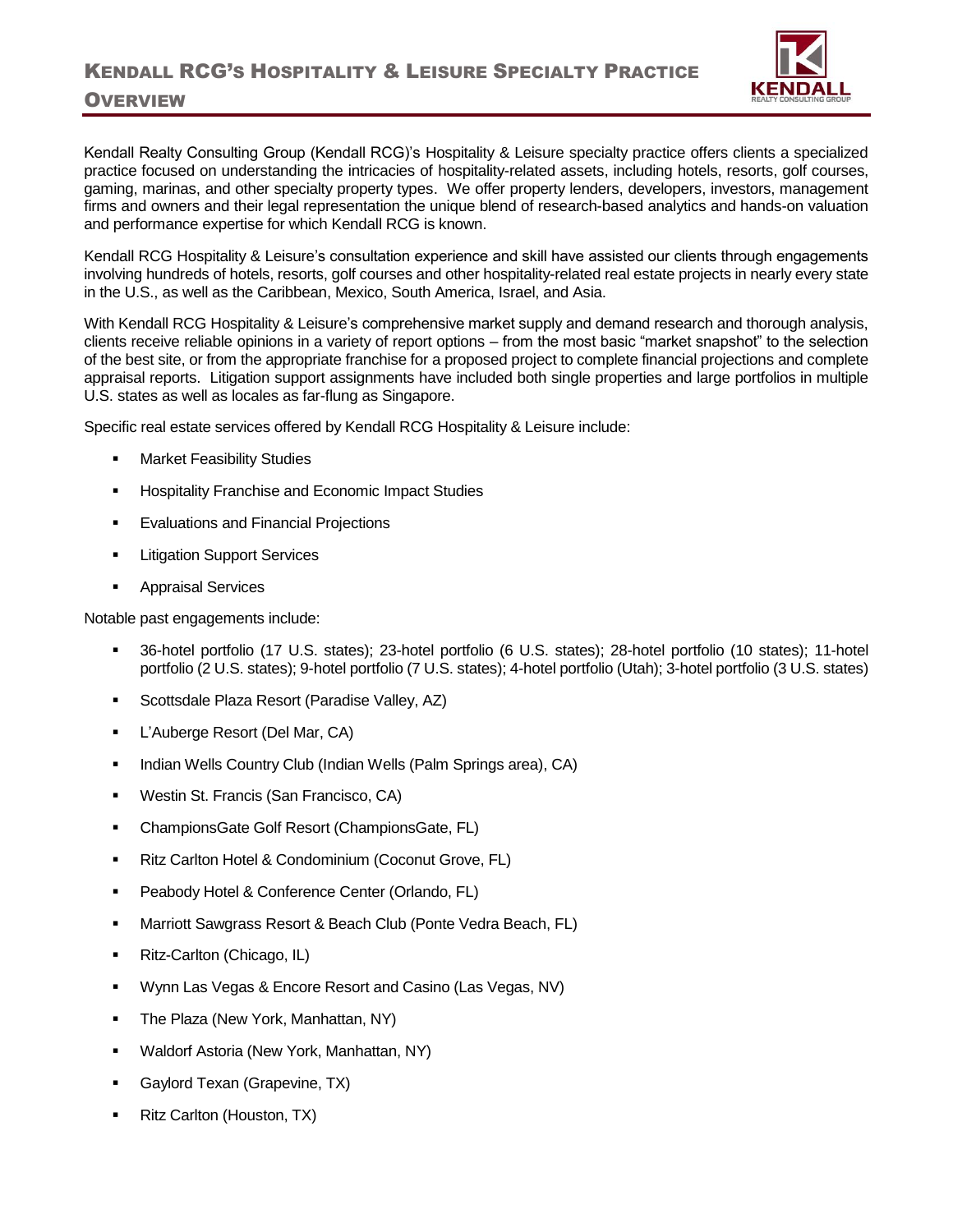# Kendall RCG's Hospitality & Leisure Specialty Practice Overview

Kendall Realty Consulting Group (Kendall RCG)'s Hospitality & Leisure specialty practice offers clients a specialized practice focused on understanding the intricacies of hospitality-related assets, including hotels, resorts, golf courses, gaming, marinas, and other specialty property types. We offer property lenders, developers, investors, management firms and owners and their legal representation the unique blend of research-based analytics and hands-on valuation and performance expertise for which Kendall RCG is known.

Kendall RCG Hospitality & Leisure's consultation experience and skill have assisted our clients through engagements involving hundreds of hotels, resorts, golf courses and other hospitality-related real estate projects in nearly every state in the U.S., as well as the Caribbean, Mexico, South America, Israel, and Asia.

With Kendall RCG Hospitality & Leisure's comprehensive market supply and demand research and thorough analysis, clients receive reliable opinions in a variety of report options – from the most basic "market snapshot" to the selection of the best site, or from the appropriate franchise for a proposed project to complete financial projections and complete appraisal reports. Litigation support assignments have included both single properties and large portfolios in multiple U.S. states as well as locales as far-flung as Singapore.

Specific real estate services offered by Kendall RCG Hospitality & Leisure include:

- Market Feasibility Studies
- Hospitality Franchise and Economic Impact Studies
- Evaluations and Financial Projections
- Litigation Support Services
- Appraisal Services

Notable past engagements include:

- 36-hotel portfolio (17 U.S. states); 23-hotel portfolio (6 U.S. states); 28-hotel portfolio (10 states); 11-hotel portfolio (2 U.S. states); 9-hotel portfolio (7 U.S. states); 4-hotel portfolio (Utah); 3-hotel portfolio (3 U.S. states)
- Scottsdale Plaza Resort (Paradise Valley, AZ)
- L'Auberge Resort (Del Mar, CA)
- Indian Wells Country Club (Indian Wells (Palm Springs area), CA)
- Westin St. Francis (San Francisco, CA)
- ChampionsGate Golf Resort (ChampionsGate, FL)
- Ritz Carlton Hotel & Condominium (Coconut Grove, FL)
- Peabody Hotel & Conference Center (Orlando, FL)
- Marriott Sawgrass Resort & Beach Club (Ponte Vedra Beach, FL)
- Ritz-Carlton (Chicago, IL)
- Wynn Las Vegas & Encore Resort and Casino (Las Vegas, NV)
- The Plaza (New York, Manhattan, NY)
- Waldorf Astoria (New York, Manhattan, NY)
- Gaylord Texan (Grapevine, TX)
- Ritz Carlton (Houston, TX)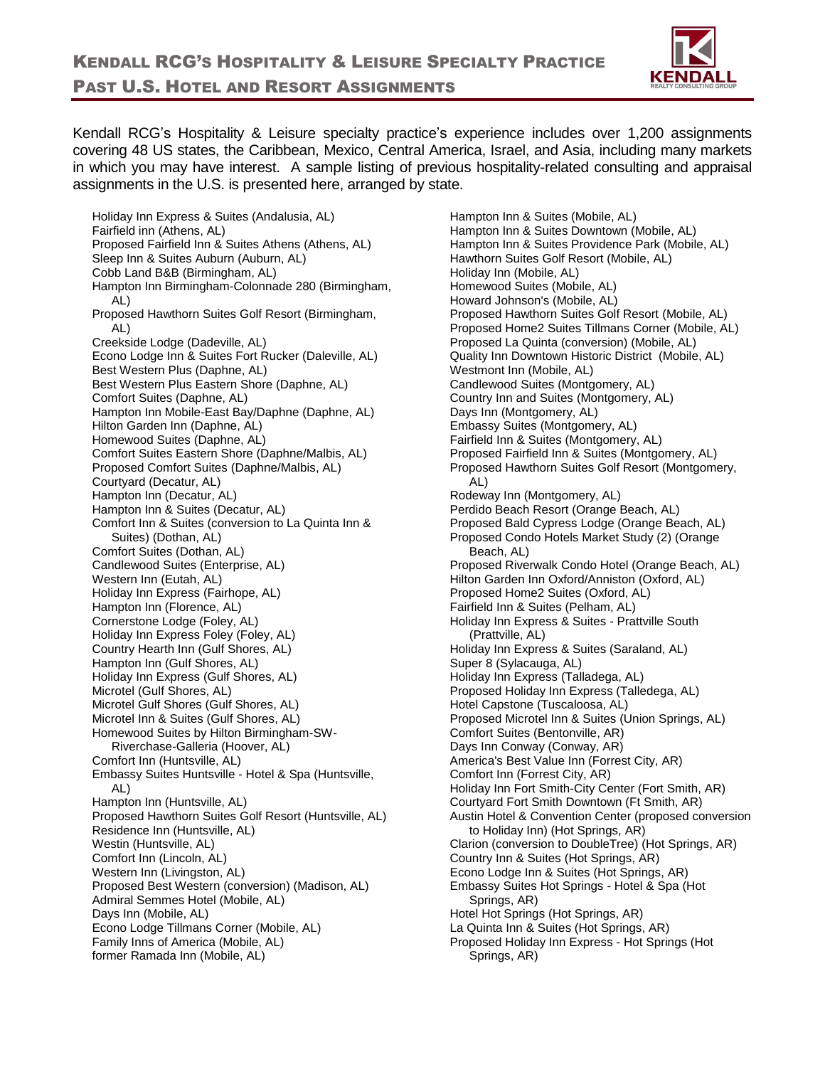# Kendall RCG's Hospitality & Leisure Specialty Practice Past U.S. Hotel and Resort Assignments

Kendall RCG's Hospitality & Leisure specialty practice's experience includes over 1,200 assignments covering 48 US states, the Caribbean, Mexico, Central America, Israel, and Asia, including many markets in which you may have interest. A sample listing of previous hospitality-related consulting and appraisal assignments in the U.S. is presented here, arranged by state.

- Holiday Inn Express & Suites (Andalusia, AL)
- Fairfield inn (Athens, AL)
- Proposed Fairfield Inn & Suites Athens (Athens, AL)
- Sleep Inn & Suites Auburn (Auburn, AL)
- Cobb Land B&B (Birmingham, AL)
- Hampton Inn Birmingham-Colonnade 280 (Birmingham, AL)
- Proposed Hawthorn Suites Golf Resort (Birmingham, AL)
- Creekside Lodge (Dadeville, AL)
- Econo Lodge Inn & Suites Fort Rucker (Daleville, AL)
- Best Western Plus (Daphne, AL)
- Best Western Plus Eastern Shore (Daphne, AL)
- Comfort Suites (Daphne, AL)
- Hampton Inn Mobile-East Bay/Daphne (Daphne, AL)
- Hilton Garden Inn (Daphne, AL)
- Homewood Suites (Daphne, AL)
- Comfort Suites Eastern Shore (Daphne/Malbis, AL)
- Proposed Comfort Suites (Daphne/Malbis, AL)
- Courtyard (Decatur, AL)
- Hampton Inn (Decatur, AL)
- Hampton Inn & Suites (Decatur, AL)
- Comfort Inn & Suites (conversion to La Quinta Inn & Suites) (Dothan, AL)
- Comfort Suites (Dothan, AL)
- Candlewood Suites (Enterprise, AL)
- Western Inn (Eutah, AL)
- Holiday Inn Express (Fairhope, AL)
- Hampton Inn (Florence, AL)
- Cornerstone Lodge (Foley, AL)
- Holiday Inn Express Foley (Foley, AL)
- Country Hearth Inn (Gulf Shores, AL)
- Hampton Inn (Gulf Shores, AL)
- Holiday Inn Express (Gulf Shores, AL)
- Microtel (Gulf Shores, AL)
- Microtel Gulf Shores (Gulf Shores, AL)
- Microtel Inn & Suites (Gulf Shores, AL)
- Homewood Suites by Hilton Birmingham-SW-Riverchase-Galleria (Hoover, AL)
- Comfort Inn (Huntsville, AL)
- Embassy Suites Huntsville - Hotel & Spa (Huntsville, AL)
- Hampton Inn (Huntsville, AL)
- Proposed Hawthorn Suites Golf Resort (Huntsville, AL)
- Residence Inn (Huntsville, AL)
- Westin (Huntsville, AL)
- Comfort Inn (Lincoln, AL)
- Western Inn (Livingston, AL)
- Proposed Best Western (conversion) (Madison, AL)
- Admiral Semmes Hotel (Mobile, AL)
- Days Inn (Mobile, AL)
- Econo Lodge Tillmans Corner (Mobile, AL)
- Family Inns of America (Mobile, AL)
- former Ramada Inn (Mobile, AL)
- Hampton Inn & Suites (Mobile, AL)
- Hampton Inn & Suites Downtown (Mobile, AL)
- Hampton Inn & Suites Providence Park (Mobile, AL)
- Hawthorn Suites Golf Resort (Mobile, AL)
- Holiday Inn (Mobile, AL)
- Homewood Suites (Mobile, AL)
- Howard Johnson's (Mobile, AL)
- Proposed Hawthorn Suites Golf Resort (Mobile, AL)
- Proposed Home2 Suites Tillmans Corner (Mobile, AL)
- Proposed La Quinta (conversion) (Mobile, AL)
- Quality Inn Downtown Historic District (Mobile, AL)
- Westmont Inn (Mobile, AL)
- Candlewood Suites (Montgomery, AL)
- Country Inn and Suites (Montgomery, AL)
- Days Inn (Montgomery, AL)
- Embassy Suites (Montgomery, AL)
- Fairfield Inn & Suites (Montgomery, AL)
- Proposed Fairfield Inn & Suites (Montgomery, AL)
- Proposed Hawthorn Suites Golf Resort (Montgomery, AL)
- Rodeway Inn (Montgomery, AL)
- Perdido Beach Resort (Orange Beach, AL)
- Proposed Bald Cypress Lodge (Orange Beach, AL)
- Proposed Condo Hotels Market Study (2) (Orange Beach, AL)
- Proposed Riverwalk Condo Hotel (Orange Beach, AL)
- Hilton Garden Inn Oxford/Anniston (Oxford, AL)
- Proposed Home2 Suites (Oxford, AL)
- Fairfield Inn & Suites (Pelham, AL)
- Holiday Inn Express & Suites - Prattville South (Prattville, AL)
- Holiday Inn Express & Suites (Saraland, AL)
- Super 8 (Sylacauga, AL)
- Holiday Inn Express (Talladega, AL)
- Proposed Holiday Inn Express (Talledega, AL)
- Hotel Capstone (Tuscaloosa, AL)
- Proposed Microtel Inn & Suites (Union Springs, AL)
- Comfort Suites (Bentonville, AR)
- Days Inn Conway (Conway, AR)
- America's Best Value Inn (Forrest City, AR)
- Comfort Inn (Forrest City, AR)
- Holiday Inn Fort Smith-City Center (Fort Smith, AR)
- Courtyard Fort Smith Downtown (Ft Smith, AR)
- Austin Hotel & Convention Center (proposed conversion to Holiday Inn) (Hot Springs, AR)
- Clarion (conversion to DoubleTree) (Hot Springs, AR)
- Country Inn & Suites (Hot Springs, AR)
- Econo Lodge Inn & Suites (Hot Springs, AR)
- Embassy Suites Hot Springs - Hotel & Spa (Hot Springs, AR)
- Hotel Hot Springs (Hot Springs, AR)
- La Quinta Inn & Suites (Hot Springs, AR)
- Proposed Holiday Inn Express - Hot Springs (Hot Springs, AR)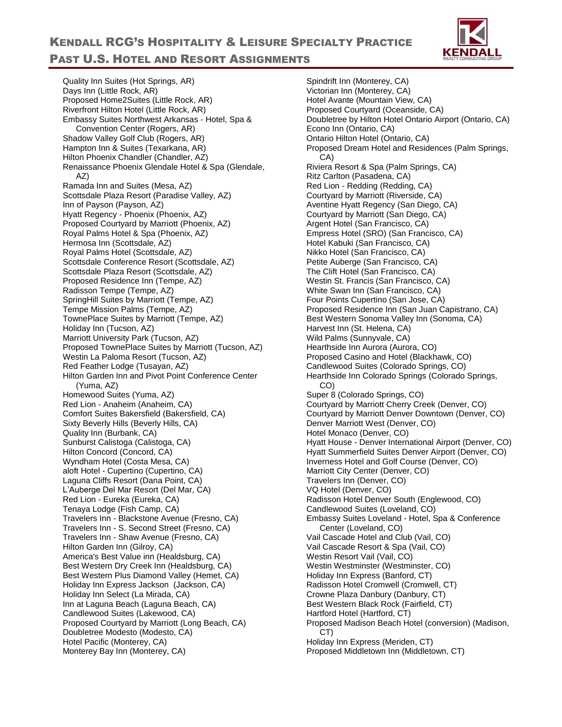- Quality Inn Suites (Hot Springs, AR)
- Days Inn (Little Rock, AR)
- Proposed Home2Suites (Little Rock, AR)
- Riverfront Hilton Hotel (Little Rock, AR)
- Embassy Suites Northwest Arkansas - Hotel, Spa & Convention Center (Rogers, AR)
- Shadow Valley Golf Club (Rogers, AR)
- Hampton Inn & Suites (Texarkana, AR)
- Hilton Phoenix Chandler (Chandler, AZ)
- Renaissance Phoenix Glendale Hotel & Spa (Glendale, AZ)
- Ramada Inn and Suites (Mesa, AZ)
- Scottsdale Plaza Resort (Paradise Valley, AZ)
- Inn of Payson (Payson, AZ)
- Hyatt Regency - Phoenix (Phoenix, AZ)
- Proposed Courtyard by Marriott (Phoenix, AZ)
- Royal Palms Hotel & Spa (Phoenix, AZ)
- Hermosa Inn (Scottsdale, AZ)
- Royal Palms Hotel (Scottsdale, AZ)
- Scottsdale Conference Resort (Scottsdale, AZ)
- Scottsdale Plaza Resort (Scottsdale, AZ)
- Proposed Residence Inn (Tempe, AZ)
- Radisson Tempe (Tempe, AZ)
- SpringHill Suites by Marriott (Tempe, AZ)
- Tempe Mission Palms (Tempe, AZ)
- TownePlace Suites by Marriott (Tempe, AZ)
- Holiday Inn (Tucson, AZ)
- Marriott University Park (Tucson, AZ)
- Proposed TownePlace Suites by Marriott (Tucson, AZ)
- Westin La Paloma Resort (Tucson, AZ)
- Red Feather Lodge (Tusayan, AZ)
- Hilton Garden Inn and Pivot Point Conference Center (Yuma, AZ)
- Homewood Suites (Yuma, AZ)
- Red Lion - Anaheim (Anaheim, CA)
- Comfort Suites Bakersfield (Bakersfield, CA)
- Sixty Beverly Hills (Beverly Hills, CA)
- Quality Inn (Burbank, CA)
- Sunburst Calistoga (Calistoga, CA)
- Hilton Concord (Concord, CA)
- Wyndham Hotel (Costa Mesa, CA)
- aloft Hotel - Cupertino (Cupertino, CA)
- Laguna Cliffs Resort (Dana Point, CA)
- L'Auberge Del Mar Resort (Del Mar, CA)
- Red Lion - Eureka (Eureka, CA)
- Tenaya Lodge (Fish Camp, CA)
- Travelers Inn - Blackstone Avenue (Fresno, CA)
- Travelers Inn - S. Second Street (Fresno, CA)
- Travelers Inn - Shaw Avenue (Fresno, CA)
- Hilton Garden Inn (Gilroy, CA)
- America's Best Value inn (Healdsburg, CA)
- Best Western Dry Creek Inn (Healdsburg, CA)
- Best Western Plus Diamond Valley (Hemet, CA)
- Holiday Inn Express Jackson (Jackson, CA)
- Holiday Inn Select (La Mirada, CA)
- Inn at Laguna Beach (Laguna Beach, CA)
- Candlewood Suites (Lakewood, CA)
- Proposed Courtyard by Marriott (Long Beach, CA)
- Doubletree Modesto (Modesto, CA)
- Hotel Pacific (Monterey, CA)
- Monterey Bay Inn (Monterey, CA)
- Spindrift Inn (Monterey, CA)
- Victorian Inn (Monterey, CA)
- Hotel Avante (Mountain View, CA)
- Proposed Courtyard (Oceanside, CA)
- Doubletree by Hilton Hotel Ontario Airport (Ontario, CA)
- Econo Inn (Ontario, CA)
- Ontario Hilton Hotel (Ontario, CA)
- Proposed Dream Hotel and Residences (Palm Springs, CA)
- Riviera Resort & Spa (Palm Springs, CA)
- Ritz Carlton (Pasadena, CA)
- Red Lion - Redding (Redding, CA)
- Courtyard by Marriott (Riverside, CA)
- Aventine Hyatt Regency (San Diego, CA)
- Courtyard by Marriott (San Diego, CA)
- Argent Hotel (San Francisco, CA)
- Empress Hotel (SRO) (San Francisco, CA)
- Hotel Kabuki (San Francisco, CA)
- Nikko Hotel (San Francisco, CA)
- Petite Auberge (San Francisco, CA)
- The Clift Hotel (San Francisco, CA)
- Westin St. Francis (San Francisco, CA)
- White Swan Inn (San Francisco, CA)
- Four Points Cupertino (San Jose, CA)
- Proposed Residence Inn (San Juan Capistrano, CA)
- Best Western Sonoma Valley Inn (Sonoma, CA)
- Harvest Inn (St. Helena, CA)
- Wild Palms (Sunnyvale, CA)
- Hearthside Inn Aurora (Aurora, CO)
- Proposed Casino and Hotel (Blackhawk, CO)
- Candlewood Suites (Colorado Springs, CO)
- Hearthside Inn Colorado Springs (Colorado Springs, CO)
- Super 8 (Colorado Springs, CO)
- Courtyard by Marriott Cherry Creek (Denver, CO)
- Courtyard by Marriott Denver Downtown (Denver, CO)
- Denver Marriott West (Denver, CO)
- Hotel Monaco (Denver, CO)
- Hyatt House - Denver International Airport (Denver, CO)
- Hyatt Summerfield Suites Denver Airport (Denver, CO)
- Inverness Hotel and Golf Course (Denver, CO)
- Marriott City Center (Denver, CO)
- Travelers Inn (Denver, CO)
- VQ Hotel (Denver, CO)
- Radisson Hotel Denver South (Englewood, CO)
- Candlewood Suites (Loveland, CO)
- Embassy Suites Loveland - Hotel, Spa & Conference Center (Loveland, CO)
- Vail Cascade Hotel and Club (Vail, CO)
- Vail Cascade Resort & Spa (Vail, CO)
- Westin Resort Vail (Vail, CO)
- Westin Westminster (Westminster, CO)
- Holiday Inn Express (Banford, CT)
- Radisson Hotel Cromwell (Cromwell, CT)
- Crowne Plaza Danbury (Danbury, CT)
- Best Western Black Rock (Fairfield, CT)
- Hartford Hotel (Hartford, CT)
- Proposed Madison Beach Hotel (conversion) (Madison, CT)
- Holiday Inn Express (Meriden, CT)
- Proposed Middletown Inn (Middletown, CT)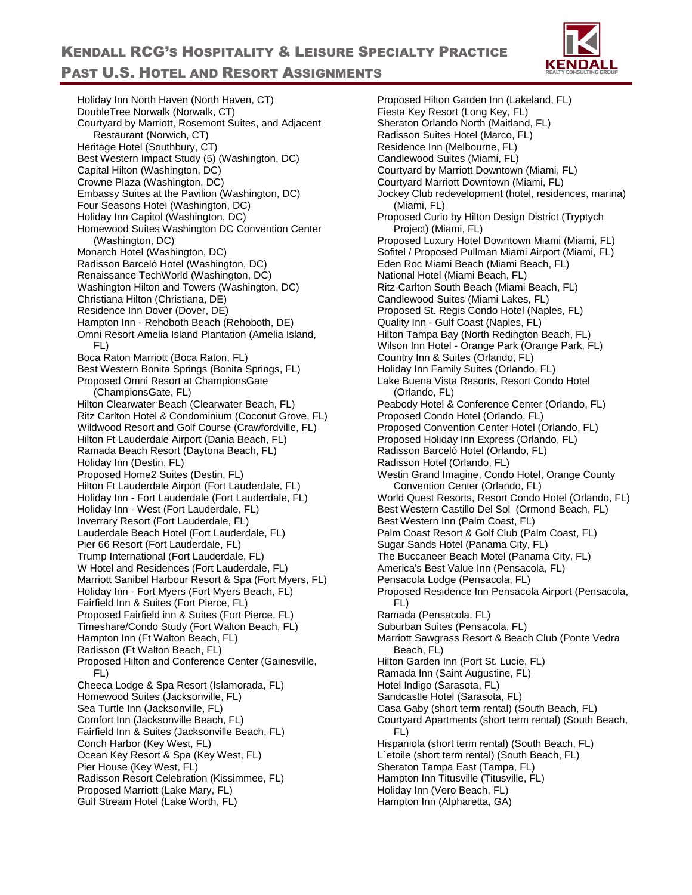# Kendall RCG's Hospitality & Leisure Specialty Practice Past U.S. Hotel and Resort Assignments

Holiday Inn North Haven (North Haven, CT)
DoubleTree Norwalk (Norwalk, CT)
Courtyard by Marriott, Rosemont Suites, and Adjacent Restaurant (Norwich, CT)
Heritage Hotel (Southbury, CT)
Best Western Impact Study (5) (Washington, DC)
Capital Hilton (Washington, DC)
Crowne Plaza (Washington, DC)
Embassy Suites at the Pavilion (Washington, DC)
Four Seasons Hotel (Washington, DC)
Holiday Inn Capitol (Washington, DC)
Homewood Suites Washington DC Convention Center (Washington, DC)
Monarch Hotel (Washington, DC)
Radisson Barceló Hotel (Washington, DC)
Renaissance TechWorld (Washington, DC)
Washington Hilton and Towers (Washington, DC)
Christiana Hilton (Christiana, DE)
Residence Inn Dover (Dover, DE)
Hampton Inn - Rehoboth Beach (Rehoboth, DE)
Omni Resort Amelia Island Plantation (Amelia Island, FL)
Boca Raton Marriott (Boca Raton, FL)
Best Western Bonita Springs (Bonita Springs, FL)
Proposed Omni Resort at ChampionsGate (ChampionsGate, FL)
Hilton Clearwater Beach (Clearwater Beach, FL)
Ritz Carlton Hotel & Condominium (Coconut Grove, FL)
Wildwood Resort and Golf Course (Crawfordville, FL)
Hilton Ft Lauderdale Airport (Dania Beach, FL)
Ramada Beach Resort (Daytona Beach, FL)
Holiday Inn (Destin, FL)
Proposed Home2 Suites (Destin, FL)
Hilton Ft Lauderdale Airport (Fort Lauderdale, FL)
Holiday Inn - Fort Lauderdale (Fort Lauderdale, FL)
Holiday Inn - West (Fort Lauderdale, FL)
Inverrary Resort (Fort Lauderdale, FL)
Lauderdale Beach Hotel (Fort Lauderdale, FL)
Pier 66 Resort (Fort Lauderdale, FL)
Trump International (Fort Lauderdale, FL)
W Hotel and Residences (Fort Lauderdale, FL)
Marriott Sanibel Harbour Resort & Spa (Fort Myers, FL)
Holiday Inn - Fort Myers (Fort Myers Beach, FL)
Fairfield Inn & Suites (Fort Pierce, FL)
Proposed Fairfield inn & Suites (Fort Pierce, FL)
Timeshare/Condo Study (Fort Walton Beach, FL)
Hampton Inn (Ft Walton Beach, FL)
Radisson (Ft Walton Beach, FL)
Proposed Hilton and Conference Center (Gainesville, FL)
Cheeca Lodge & Spa Resort (Islamorada, FL)
Homewood Suites (Jacksonville, FL)
Sea Turtle Inn (Jacksonville, FL)
Comfort Inn (Jacksonville Beach, FL)
Fairfield Inn & Suites (Jacksonville Beach, FL)
Conch Harbor (Key West, FL)
Ocean Key Resort & Spa (Key West, FL)
Pier House (Key West, FL)
Radisson Resort Celebration (Kissimmee, FL)
Proposed Marriott (Lake Mary, FL)
Gulf Stream Hotel (Lake Worth, FL)
Proposed Hilton Garden Inn (Lakeland, FL)
Fiesta Key Resort (Long Key, FL)
Sheraton Orlando North (Maitland, FL)
Radisson Suites Hotel (Marco, FL)
Residence Inn (Melbourne, FL)
Candlewood Suites (Miami, FL)
Courtyard by Marriott Downtown (Miami, FL)
Courtyard Marriott Downtown (Miami, FL)
Jockey Club redevelopment (hotel, residences, marina) (Miami, FL)
Proposed Curio by Hilton Design District (Tryptych Project) (Miami, FL)
Proposed Luxury Hotel Downtown Miami (Miami, FL)
Sofitel / Proposed Pullman Miami Airport (Miami, FL)
Eden Roc Miami Beach (Miami Beach, FL)
National Hotel (Miami Beach, FL)
Ritz-Carlton South Beach (Miami Beach, FL)
Candlewood Suites (Miami Lakes, FL)
Proposed St. Regis Condo Hotel (Naples, FL)
Quality Inn - Gulf Coast (Naples, FL)
Hilton Tampa Bay (North Redington Beach, FL)
Wilson Inn Hotel - Orange Park (Orange Park, FL)
Country Inn & Suites (Orlando, FL)
Holiday Inn Family Suites (Orlando, FL)
Lake Buena Vista Resorts, Resort Condo Hotel (Orlando, FL)
Peabody Hotel & Conference Center (Orlando, FL)
Proposed Condo Hotel (Orlando, FL)
Proposed Convention Center Hotel (Orlando, FL)
Proposed Holiday Inn Express (Orlando, FL)
Radisson Barceló Hotel (Orlando, FL)
Radisson Hotel (Orlando, FL)
Westin Grand Imagine, Condo Hotel, Orange County Convention Center (Orlando, FL)
World Quest Resorts, Resort Condo Hotel (Orlando, FL)
Best Western Castillo Del Sol (Ormond Beach, FL)
Best Western Inn (Palm Coast, FL)
Palm Coast Resort & Golf Club (Palm Coast, FL)
Sugar Sands Hotel (Panama City, FL)
The Buccaneer Beach Motel (Panama City, FL)
America's Best Value Inn (Pensacola, FL)
Pensacola Lodge (Pensacola, FL)
Proposed Residence Inn Pensacola Airport (Pensacola, FL)
Ramada (Pensacola, FL)
Suburban Suites (Pensacola, FL)
Marriott Sawgrass Resort & Beach Club (Ponte Vedra Beach, FL)
Hilton Garden Inn (Port St. Lucie, FL)
Ramada Inn (Saint Augustine, FL)
Hotel Indigo (Sarasota, FL)
Sandcastle Hotel (Sarasota, FL)
Casa Gaby (short term rental) (South Beach, FL)
Courtyard Apartments (short term rental) (South Beach, FL)
Hispaniola (short term rental) (South Beach, FL)
L´etoile (short term rental) (South Beach, FL)
Sheraton Tampa East (Tampa, FL)
Hampton Inn Titusville (Titusville, FL)
Holiday Inn (Vero Beach, FL)
Hampton Inn (Alpharetta, GA)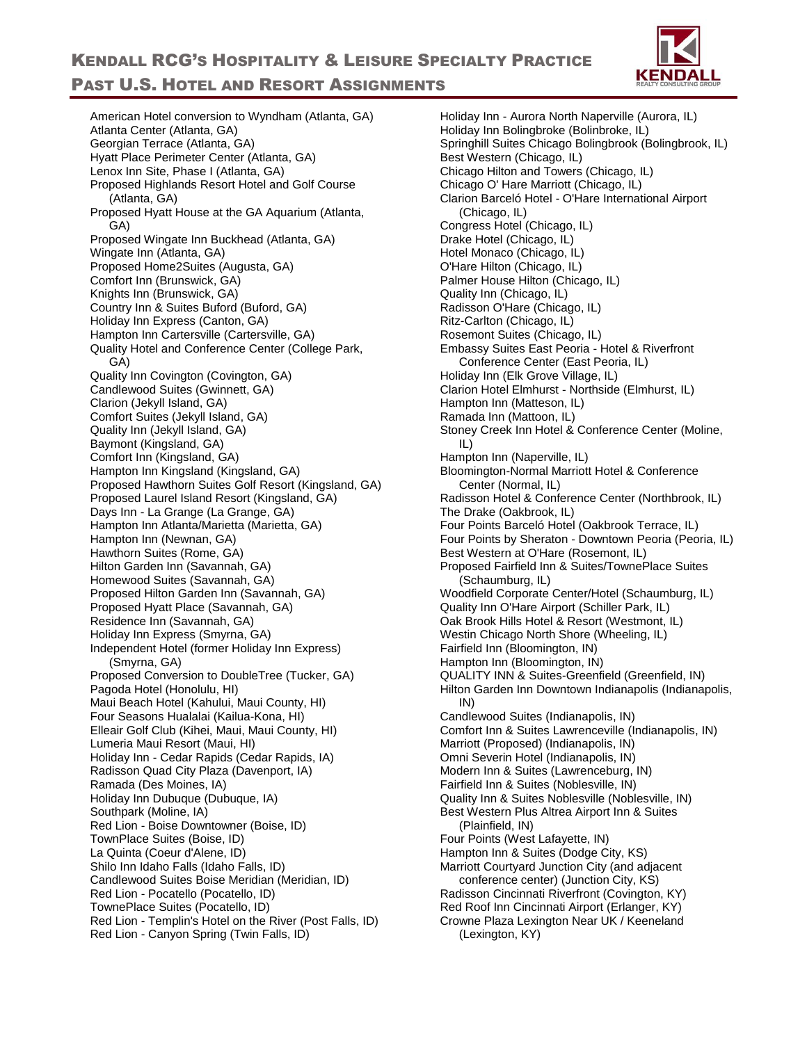# KENDALL RCG'S HOSPITALITY & LEISURE SPECIALTY PRACTICE
## PAST U.S. HOTEL AND RESORT ASSIGNMENTS

American Hotel conversion to Wyndham (Atlanta, GA)
Atlanta Center (Atlanta, GA)
Georgian Terrace (Atlanta, GA)
Hyatt Place Perimeter Center (Atlanta, GA)
Lenox Inn Site, Phase I (Atlanta, GA)
Proposed Highlands Resort Hotel and Golf Course (Atlanta, GA)
Proposed Hyatt House at the GA Aquarium (Atlanta, GA)
Proposed Wingate Inn Buckhead (Atlanta, GA)
Wingate Inn (Atlanta, GA)
Proposed Home2Suites (Augusta, GA)
Comfort Inn (Brunswick, GA)
Knights Inn (Brunswick, GA)
Country Inn & Suites Buford (Buford, GA)
Holiday Inn Express (Canton, GA)
Hampton Inn Cartersville (Cartersville, GA)
Quality Hotel and Conference Center (College Park, GA)
Quality Inn Covington (Covington, GA)
Candlewood Suites (Gwinnett, GA)
Clarion (Jekyll Island, GA)
Comfort Suites (Jekyll Island, GA)
Quality Inn (Jekyll Island, GA)
Baymont (Kingsland, GA)
Comfort Inn (Kingsland, GA)
Hampton Inn Kingsland (Kingsland, GA)
Proposed Hawthorn Suites Golf Resort (Kingsland, GA)
Proposed Laurel Island Resort (Kingsland, GA)
Days Inn - La Grange (La Grange, GA)
Hampton Inn Atlanta/Marietta (Marietta, GA)
Hampton Inn (Newnan, GA)
Hawthorn Suites (Rome, GA)
Hilton Garden Inn (Savannah, GA)
Homewood Suites (Savannah, GA)
Proposed Hilton Garden Inn (Savannah, GA)
Proposed Hyatt Place (Savannah, GA)
Residence Inn (Savannah, GA)
Holiday Inn Express (Smyrna, GA)
Independent Hotel (former Holiday Inn Express) (Smyrna, GA)
Proposed Conversion to DoubleTree (Tucker, GA)
Pagoda Hotel (Honolulu, HI)
Maui Beach Hotel (Kahului, Maui County, HI)
Four Seasons Hualalai (Kailua-Kona, HI)
Elleair Golf Club (Kihei, Maui, Maui County, HI)
Lumeria Maui Resort (Maui, HI)
Holiday Inn - Cedar Rapids (Cedar Rapids, IA)
Radisson Quad City Plaza (Davenport, IA)
Ramada (Des Moines, IA)
Holiday Inn Dubuque (Dubuque, IA)
Southpark (Moline, IA)
Red Lion - Boise Downtowner (Boise, ID)
TownPlace Suites (Boise, ID)
La Quinta (Coeur d'Alene, ID)
Shilo Inn Idaho Falls (Idaho Falls, ID)
Candlewood Suites Boise Meridian (Meridian, ID)
Red Lion - Pocatello (Pocatello, ID)
TownePlace Suites (Pocatello, ID)
Red Lion - Templin's Hotel on the River (Post Falls, ID)
Red Lion - Canyon Spring (Twin Falls, ID)
Holiday Inn - Aurora North Naperville (Aurora, IL)
Holiday Inn Bolingbroke (Bolinbroke, IL)
Springhill Suites Chicago Bolingbrook (Bolingbrook, IL)
Best Western (Chicago, IL)
Chicago Hilton and Towers (Chicago, IL)
Chicago O' Hare Marriott (Chicago, IL)
Clarion Barceló Hotel - O'Hare International Airport (Chicago, IL)
Congress Hotel (Chicago, IL)
Drake Hotel (Chicago, IL)
Hotel Monaco (Chicago, IL)
O'Hare Hilton (Chicago, IL)
Palmer House Hilton (Chicago, IL)
Quality Inn (Chicago, IL)
Radisson O'Hare (Chicago, IL)
Ritz-Carlton (Chicago, IL)
Rosemont Suites (Chicago, IL)
Embassy Suites East Peoria - Hotel & Riverfront Conference Center (East Peoria, IL)
Holiday Inn (Elk Grove Village, IL)
Clarion Hotel Elmhurst - Northside (Elmhurst, IL)
Hampton Inn (Matteson, IL)
Ramada Inn (Mattoon, IL)
Stoney Creek Inn Hotel & Conference Center (Moline, IL)
Hampton Inn (Naperville, IL)
Bloomington-Normal Marriott Hotel & Conference Center (Normal, IL)
Radisson Hotel & Conference Center (Northbrook, IL)
The Drake (Oakbrook, IL)
Four Points Barceló Hotel (Oakbrook Terrace, IL)
Four Points by Sheraton - Downtown Peoria (Peoria, IL)
Best Western at O'Hare (Rosemont, IL)
Proposed Fairfield Inn & Suites/TownePlace Suites (Schaumburg, IL)
Woodfield Corporate Center/Hotel (Schaumburg, IL)
Quality Inn O'Hare Airport (Schiller Park, IL)
Oak Brook Hills Hotel & Resort (Westmont, IL)
Westin Chicago North Shore (Wheeling, IL)
Fairfield Inn (Bloomington, IN)
Hampton Inn (Bloomington, IN)
QUALITY INN & Suites-Greenfield (Greenfield, IN)
Hilton Garden Inn Downtown Indianapolis (Indianapolis, IN)
Candlewood Suites (Indianapolis, IN)
Comfort Inn & Suites Lawrenceville (Indianapolis, IN)
Marriott (Proposed) (Indianapolis, IN)
Omni Severin Hotel (Indianapolis, IN)
Modern Inn & Suites (Lawrenceburg, IN)
Fairfield Inn & Suites (Noblesville, IN)
Quality Inn & Suites Noblesville (Noblesville, IN)
Best Western Plus Altrea Airport Inn & Suites (Plainfield, IN)
Four Points (West Lafayette, IN)
Hampton Inn & Suites (Dodge City, KS)
Marriott Courtyard Junction City (and adjacent conference center) (Junction City, KS)
Radisson Cincinnati Riverfront (Covington, KY)
Red Roof Inn Cincinnati Airport (Erlanger, KY)
Crowne Plaza Lexington Near UK / Keeneland (Lexington, KY)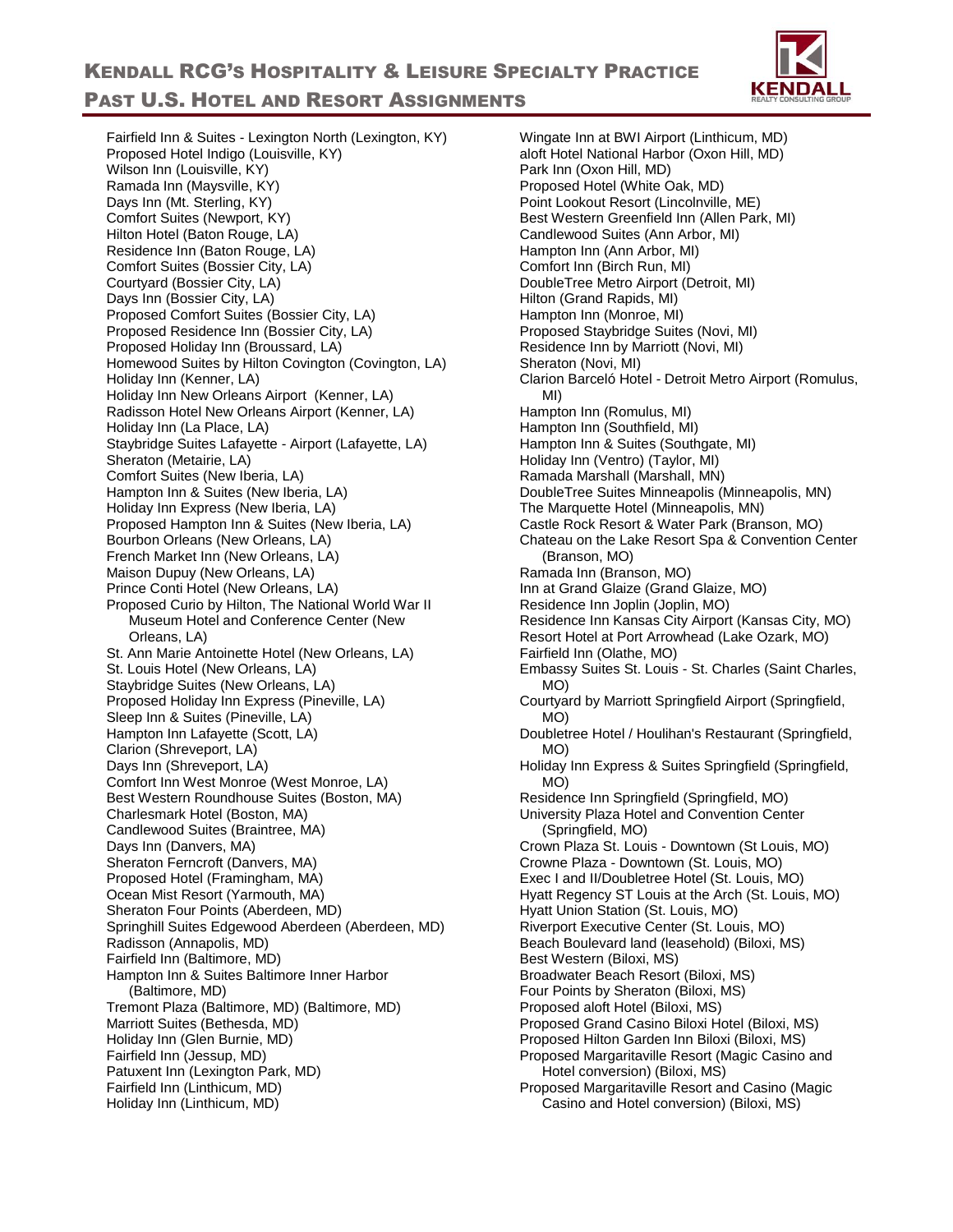Fairfield Inn & Suites - Lexington North (Lexington, KY)
Proposed Hotel Indigo (Louisville, KY)
Wilson Inn (Louisville, KY)
Ramada Inn (Maysville, KY)
Days Inn (Mt. Sterling, KY)
Comfort Suites (Newport, KY)
Hilton Hotel (Baton Rouge, LA)
Residence Inn (Baton Rouge, LA)
Comfort Suites (Bossier City, LA)
Courtyard (Bossier City, LA)
Days Inn (Bossier City, LA)
Proposed Comfort Suites (Bossier City, LA)
Proposed Residence Inn (Bossier City, LA)
Proposed Holiday Inn (Broussard, LA)
Homewood Suites by Hilton Covington (Covington, LA)
Holiday Inn (Kenner, LA)
Holiday Inn New Orleans Airport (Kenner, LA)
Radisson Hotel New Orleans Airport (Kenner, LA)
Holiday Inn (La Place, LA)
Staybridge Suites Lafayette - Airport (Lafayette, LA)
Sheraton (Metairie, LA)
Comfort Suites (New Iberia, LA)
Hampton Inn & Suites (New Iberia, LA)
Holiday Inn Express (New Iberia, LA)
Proposed Hampton Inn & Suites (New Iberia, LA)
Bourbon Orleans (New Orleans, LA)
French Market Inn (New Orleans, LA)
Maison Dupuy (New Orleans, LA)
Prince Conti Hotel (New Orleans, LA)
Proposed Curio by Hilton, The National World War II Museum Hotel and Conference Center (New Orleans, LA)
St. Ann Marie Antoinette Hotel (New Orleans, LA)
St. Louis Hotel (New Orleans, LA)
Staybridge Suites (New Orleans, LA)
Proposed Holiday Inn Express (Pineville, LA)
Sleep Inn & Suites (Pineville, LA)
Hampton Inn Lafayette (Scott, LA)
Clarion (Shreveport, LA)
Days Inn (Shreveport, LA)
Comfort Inn West Monroe (West Monroe, LA)
Best Western Roundhouse Suites (Boston, MA)
Charlesmark Hotel (Boston, MA)
Candlewood Suites (Braintree, MA)
Days Inn (Danvers, MA)
Sheraton Ferncroft (Danvers, MA)
Proposed Hotel (Framingham, MA)
Ocean Mist Resort (Yarmouth, MA)
Sheraton Four Points (Aberdeen, MD)
Springhill Suites Edgewood Aberdeen (Aberdeen, MD)
Radisson (Annapolis, MD)
Fairfield Inn (Baltimore, MD)
Hampton Inn & Suites Baltimore Inner Harbor (Baltimore, MD)
Tremont Plaza (Baltimore, MD) (Baltimore, MD)
Marriott Suites (Bethesda, MD)
Holiday Inn (Glen Burnie, MD)
Fairfield Inn (Jessup, MD)
Patuxent Inn (Lexington Park, MD)
Fairfield Inn (Linthicum, MD)
Holiday Inn (Linthicum, MD)
Wingate Inn at BWI Airport (Linthicum, MD)
aloft Hotel National Harbor (Oxon Hill, MD)
Park Inn (Oxon Hill, MD)
Proposed Hotel (White Oak, MD)
Point Lookout Resort (Lincolnville, ME)
Best Western Greenfield Inn (Allen Park, MI)
Candlewood Suites (Ann Arbor, MI)
Hampton Inn (Ann Arbor, MI)
Comfort Inn (Birch Run, MI)
DoubleTree Metro Airport (Detroit, MI)
Hilton (Grand Rapids, MI)
Hampton Inn (Monroe, MI)
Proposed Staybridge Suites (Novi, MI)
Residence Inn by Marriott (Novi, MI)
Sheraton (Novi, MI)
Clarion Barceló Hotel - Detroit Metro Airport (Romulus, MI)
Hampton Inn (Romulus, MI)
Hampton Inn (Southfield, MI)
Hampton Inn & Suites (Southgate, MI)
Holiday Inn (Ventro) (Taylor, MI)
Ramada Marshall (Marshall, MN)
DoubleTree Suites Minneapolis (Minneapolis, MN)
The Marquette Hotel (Minneapolis, MN)
Castle Rock Resort & Water Park (Branson, MO)
Chateau on the Lake Resort Spa & Convention Center (Branson, MO)
Ramada Inn (Branson, MO)
Inn at Grand Glaize (Grand Glaize, MO)
Residence Inn Joplin (Joplin, MO)
Residence Inn Kansas City Airport (Kansas City, MO)
Resort Hotel at Port Arrowhead (Lake Ozark, MO)
Fairfield Inn (Olathe, MO)
Embassy Suites St. Louis - St. Charles (Saint Charles, MO)
Courtyard by Marriott Springfield Airport (Springfield, MO)
Doubletree Hotel / Houlihan's Restaurant (Springfield, MO)
Holiday Inn Express & Suites Springfield (Springfield, MO)
Residence Inn Springfield (Springfield, MO)
University Plaza Hotel and Convention Center (Springfield, MO)
Crown Plaza St. Louis - Downtown (St Louis, MO)
Crowne Plaza - Downtown (St. Louis, MO)
Exec I and II/Doubletree Hotel (St. Louis, MO)
Hyatt Regency ST Louis at the Arch (St. Louis, MO)
Hyatt Union Station (St. Louis, MO)
Riverport Executive Center (St. Louis, MO)
Beach Boulevard land (leasehold) (Biloxi, MS)
Best Western (Biloxi, MS)
Broadwater Beach Resort (Biloxi, MS)
Four Points by Sheraton (Biloxi, MS)
Proposed aloft Hotel (Biloxi, MS)
Proposed Grand Casino Biloxi Hotel (Biloxi, MS)
Proposed Hilton Garden Inn Biloxi (Biloxi, MS)
Proposed Margaritaville Resort (Magic Casino and Hotel conversion) (Biloxi, MS)
Proposed Margaritaville Resort and Casino (Magic Casino and Hotel conversion) (Biloxi, MS)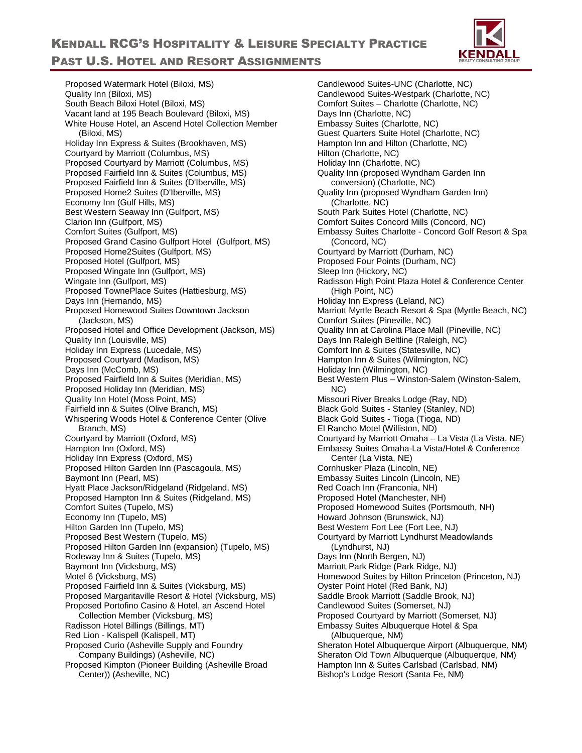Proposed Watermark Hotel (Biloxi, MS)
Quality Inn (Biloxi, MS)
South Beach Biloxi Hotel (Biloxi, MS)
Vacant land at 195 Beach Boulevard (Biloxi, MS)
White House Hotel, an Ascend Hotel Collection Member (Biloxi, MS)
Holiday Inn Express & Suites (Brookhaven, MS)
Courtyard by Marriott (Columbus, MS)
Proposed Courtyard by Marriott (Columbus, MS)
Proposed Fairfield Inn & Suites (Columbus, MS)
Proposed Fairfield Inn & Suites (D'Iberville, MS)
Proposed Home2 Suites (D'Iberville, MS)
Economy Inn (Gulf Hills, MS)
Best Western Seaway Inn (Gulfport, MS)
Clarion Inn (Gulfport, MS)
Comfort Suites (Gulfport, MS)
Proposed Grand Casino Gulfport Hotel (Gulfport, MS)
Proposed Home2Suites (Gulfport, MS)
Proposed Hotel (Gulfport, MS)
Proposed Wingate Inn (Gulfport, MS)
Wingate Inn (Gulfport, MS)
Proposed TownePlace Suites (Hattiesburg, MS)
Days Inn (Hernando, MS)
Proposed Homewood Suites Downtown Jackson (Jackson, MS)
Proposed Hotel and Office Development (Jackson, MS)
Quality Inn (Louisville, MS)
Holiday Inn Express (Lucedale, MS)
Proposed Courtyard (Madison, MS)
Days Inn (McComb, MS)
Proposed Fairfield Inn & Suites (Meridian, MS)
Proposed Holiday Inn (Meridian, MS)
Quality Inn Hotel (Moss Point, MS)
Fairfield inn & Suites (Olive Branch, MS)
Whispering Woods Hotel & Conference Center (Olive Branch, MS)
Courtyard by Marriott (Oxford, MS)
Hampton Inn (Oxford, MS)
Holiday Inn Express (Oxford, MS)
Proposed Hilton Garden Inn (Pascagoula, MS)
Baymont Inn (Pearl, MS)
Hyatt Place Jackson/Ridgeland (Ridgeland, MS)
Proposed Hampton Inn & Suites (Ridgeland, MS)
Comfort Suites (Tupelo, MS)
Economy Inn (Tupelo, MS)
Hilton Garden Inn (Tupelo, MS)
Proposed Best Western (Tupelo, MS)
Proposed Hilton Garden Inn (expansion) (Tupelo, MS)
Rodeway Inn & Suites (Tupelo, MS)
Baymont Inn (Vicksburg, MS)
Motel 6 (Vicksburg, MS)
Proposed Fairfield Inn & Suites (Vicksburg, MS)
Proposed Margaritaville Resort & Hotel (Vicksburg, MS)
Proposed Portofino Casino & Hotel, an Ascend Hotel Collection Member (Vicksburg, MS)
Radisson Hotel Billings (Billings, MT)
Red Lion - Kalispell (Kalispell, MT)
Proposed Curio (Asheville Supply and Foundry Company Buildings) (Asheville, NC)
Proposed Kimpton (Pioneer Building (Asheville Broad Center)) (Asheville, NC)
Candlewood Suites-UNC (Charlotte, NC)
Candlewood Suites-Westpark (Charlotte, NC)
Comfort Suites – Charlotte (Charlotte, NC)
Days Inn (Charlotte, NC)
Embassy Suites (Charlotte, NC)
Guest Quarters Suite Hotel (Charlotte, NC)
Hampton Inn and Hilton (Charlotte, NC)
Hilton (Charlotte, NC)
Holiday Inn (Charlotte, NC)
Quality Inn (proposed Wyndham Garden Inn conversion) (Charlotte, NC)
Quality Inn (proposed Wyndham Garden Inn) (Charlotte, NC)
South Park Suites Hotel (Charlotte, NC)
Comfort Suites Concord Mills (Concord, NC)
Embassy Suites Charlotte - Concord Golf Resort & Spa (Concord, NC)
Courtyard by Marriott (Durham, NC)
Proposed Four Points (Durham, NC)
Sleep Inn (Hickory, NC)
Radisson High Point Plaza Hotel & Conference Center (High Point, NC)
Holiday Inn Express (Leland, NC)
Marriott Myrtle Beach Resort & Spa (Myrtle Beach, NC)
Comfort Suites (Pineville, NC)
Quality Inn at Carolina Place Mall (Pineville, NC)
Days Inn Raleigh Beltline (Raleigh, NC)
Comfort Inn & Suites (Statesville, NC)
Hampton Inn & Suites (Wilmington, NC)
Holiday Inn (Wilmington, NC)
Best Western Plus – Winston-Salem (Winston-Salem, NC)
Missouri River Breaks Lodge (Ray, ND)
Black Gold Suites - Stanley (Stanley, ND)
Black Gold Suites - Tioga (Tioga, ND)
El Rancho Motel (Williston, ND)
Courtyard by Marriott Omaha – La Vista (La Vista, NE)
Embassy Suites Omaha-La Vista/Hotel & Conference Center (La Vista, NE)
Cornhusker Plaza (Lincoln, NE)
Embassy Suites Lincoln (Lincoln, NE)
Red Coach Inn (Franconia, NH)
Proposed Hotel (Manchester, NH)
Proposed Homewood Suites (Portsmouth, NH)
Howard Johnson (Brunswick, NJ)
Best Western Fort Lee (Fort Lee, NJ)
Courtyard by Marriott Lyndhurst Meadowlands (Lyndhurst, NJ)
Days Inn (North Bergen, NJ)
Marriott Park Ridge (Park Ridge, NJ)
Homewood Suites by Hilton Princeton (Princeton, NJ)
Oyster Point Hotel (Red Bank, NJ)
Saddle Brook Marriott (Saddle Brook, NJ)
Candlewood Suites (Somerset, NJ)
Proposed Courtyard by Marriott (Somerset, NJ)
Embassy Suites Albuquerque Hotel & Spa (Albuquerque, NM)
Sheraton Hotel Albuquerque Airport (Albuquerque, NM)
Sheraton Old Town Albuquerque (Albuquerque, NM)
Hampton Inn & Suites Carlsbad (Carlsbad, NM)
Bishop's Lodge Resort (Santa Fe, NM)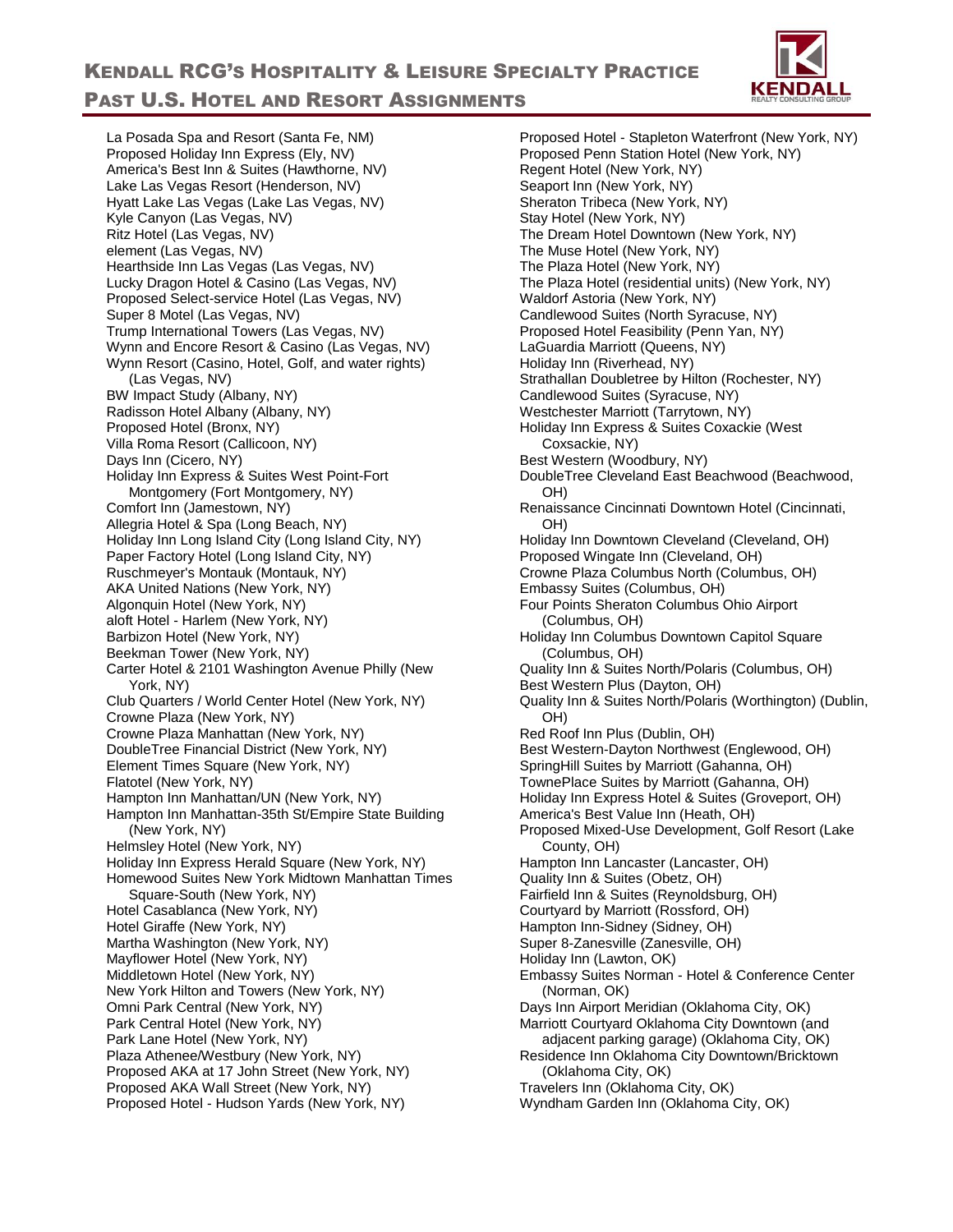# Kendall RCG's Hospitality & Leisure Specialty Practice Past U.S. Hotel and Resort Assignments

La Posada Spa and Resort (Santa Fe, NM)
Proposed Holiday Inn Express (Ely, NV)
America's Best Inn & Suites (Hawthorne, NV)
Lake Las Vegas Resort (Henderson, NV)
Hyatt Lake Las Vegas (Lake Las Vegas, NV)
Kyle Canyon (Las Vegas, NV)
Ritz Hotel (Las Vegas, NV)
element (Las Vegas, NV)
Hearthside Inn Las Vegas (Las Vegas, NV)
Lucky Dragon Hotel & Casino (Las Vegas, NV)
Proposed Select-service Hotel (Las Vegas, NV)
Super 8 Motel (Las Vegas, NV)
Trump International Towers (Las Vegas, NV)
Wynn and Encore Resort & Casino (Las Vegas, NV)
Wynn Resort (Casino, Hotel, Golf, and water rights) (Las Vegas, NV)
BW Impact Study (Albany, NY)
Radisson Hotel Albany (Albany, NY)
Proposed Hotel (Bronx, NY)
Villa Roma Resort (Callicoon, NY)
Days Inn (Cicero, NY)
Holiday Inn Express & Suites West Point-Fort Montgomery (Fort Montgomery, NY)
Comfort Inn (Jamestown, NY)
Allegria Hotel & Spa (Long Beach, NY)
Holiday Inn Long Island City (Long Island City, NY)
Paper Factory Hotel (Long Island City, NY)
Ruschmeyer's Montauk (Montauk, NY)
AKA United Nations (New York, NY)
Algonquin Hotel (New York, NY)
aloft Hotel - Harlem (New York, NY)
Barbizon Hotel (New York, NY)
Beekman Tower (New York, NY)
Carter Hotel & 2101 Washington Avenue Philly (New York, NY)
Club Quarters / World Center Hotel (New York, NY)
Crowne Plaza (New York, NY)
Crowne Plaza Manhattan (New York, NY)
DoubleTree Financial District (New York, NY)
Element Times Square (New York, NY)
Flatotel (New York, NY)
Hampton Inn Manhattan/UN (New York, NY)
Hampton Inn Manhattan-35th St/Empire State Building (New York, NY)
Helmsley Hotel (New York, NY)
Holiday Inn Express Herald Square (New York, NY)
Homewood Suites New York Midtown Manhattan Times Square-South (New York, NY)
Hotel Casablanca (New York, NY)
Hotel Giraffe (New York, NY)
Martha Washington (New York, NY)
Mayflower Hotel (New York, NY)
Middletown Hotel (New York, NY)
New York Hilton and Towers (New York, NY)
Omni Park Central (New York, NY)
Park Central Hotel (New York, NY)
Park Lane Hotel (New York, NY)
Plaza Athenee/Westbury (New York, NY)
Proposed AKA at 17 John Street (New York, NY)
Proposed AKA Wall Street (New York, NY)
Proposed Hotel - Hudson Yards (New York, NY)
Proposed Hotel - Stapleton Waterfront (New York, NY)
Proposed Penn Station Hotel (New York, NY)
Regent Hotel (New York, NY)
Seaport Inn (New York, NY)
Sheraton Tribeca (New York, NY)
Stay Hotel (New York, NY)
The Dream Hotel Downtown (New York, NY)
The Muse Hotel (New York, NY)
The Plaza Hotel (New York, NY)
The Plaza Hotel (residential units) (New York, NY)
Waldorf Astoria (New York, NY)
Candlewood Suites (North Syracuse, NY)
Proposed Hotel Feasibility (Penn Yan, NY)
LaGuardia Marriott (Queens, NY)
Holiday Inn (Riverhead, NY)
Strathallan Doubletree by Hilton (Rochester, NY)
Candlewood Suites (Syracuse, NY)
Westchester Marriott (Tarrytown, NY)
Holiday Inn Express & Suites Coxackie (West Coxsackie, NY)
Best Western (Woodbury, NY)
DoubleTree Cleveland East Beachwood (Beachwood, OH)
Renaissance Cincinnati Downtown Hotel (Cincinnati, OH)
Holiday Inn Downtown Cleveland (Cleveland, OH)
Proposed Wingate Inn (Cleveland, OH)
Crowne Plaza Columbus North (Columbus, OH)
Embassy Suites (Columbus, OH)
Four Points Sheraton Columbus Ohio Airport (Columbus, OH)
Holiday Inn Columbus Downtown Capitol Square (Columbus, OH)
Quality Inn & Suites North/Polaris (Columbus, OH)
Best Western Plus (Dayton, OH)
Quality Inn & Suites North/Polaris (Worthington) (Dublin, OH)
Red Roof Inn Plus (Dublin, OH)
Best Western-Dayton Northwest (Englewood, OH)
SpringHill Suites by Marriott (Gahanna, OH)
TownePlace Suites by Marriott (Gahanna, OH)
Holiday Inn Express Hotel & Suites (Groveport, OH)
America's Best Value Inn (Heath, OH)
Proposed Mixed-Use Development, Golf Resort (Lake County, OH)
Hampton Inn Lancaster (Lancaster, OH)
Quality Inn & Suites (Obetz, OH)
Fairfield Inn & Suites (Reynoldsburg, OH)
Courtyard by Marriott (Rossford, OH)
Hampton Inn-Sidney (Sidney, OH)
Super 8-Zanesville (Zanesville, OH)
Holiday Inn (Lawton, OK)
Embassy Suites Norman - Hotel & Conference Center (Norman, OK)
Days Inn Airport Meridian (Oklahoma City, OK)
Marriott Courtyard Oklahoma City Downtown (and adjacent parking garage) (Oklahoma City, OK)
Residence Inn Oklahoma City Downtown/Bricktown (Oklahoma City, OK)
Travelers Inn (Oklahoma City, OK)
Wyndham Garden Inn (Oklahoma City, OK)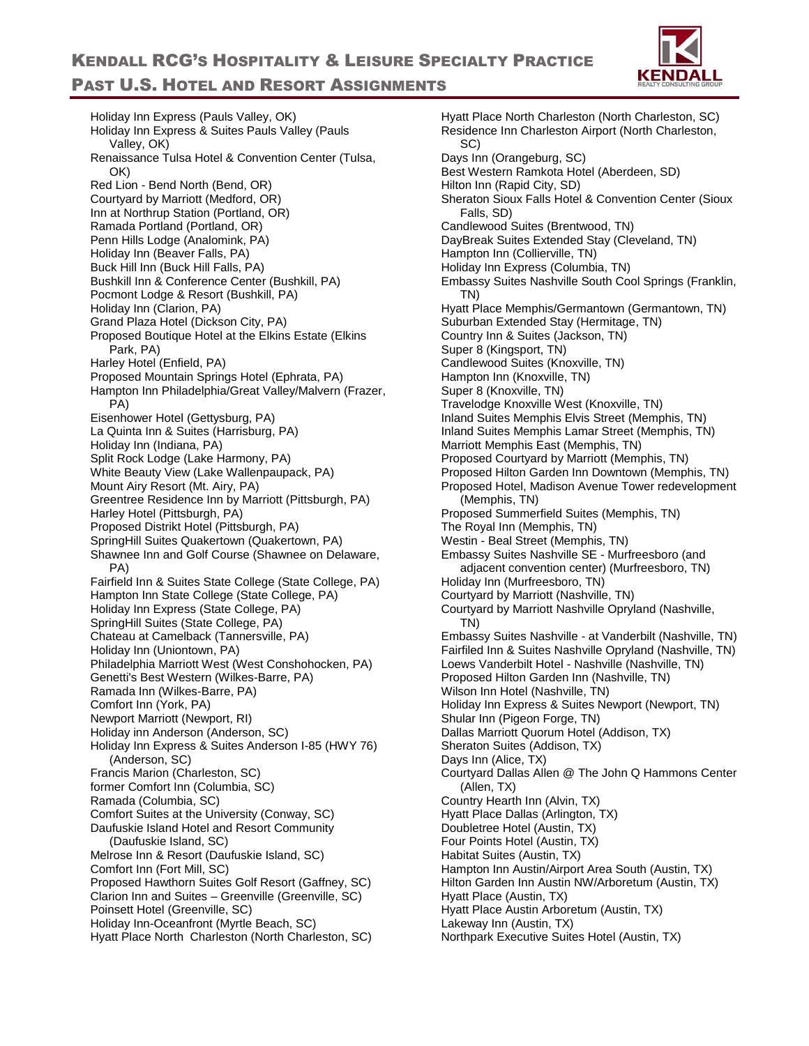# Kendall RCG's Hospitality & Leisure Specialty Practice
## Past U.S. Hotel and Resort Assignments

Holiday Inn Express (Pauls Valley, OK)
Holiday Inn Express & Suites Pauls Valley (Pauls Valley, OK)
Renaissance Tulsa Hotel & Convention Center (Tulsa, OK)
Red Lion - Bend North (Bend, OR)
Courtyard by Marriott (Medford, OR)
Inn at Northrup Station (Portland, OR)
Ramada Portland (Portland, OR)
Penn Hills Lodge (Analomink, PA)
Holiday Inn (Beaver Falls, PA)
Buck Hill Inn (Buck Hill Falls, PA)
Bushkill Inn & Conference Center (Bushkill, PA)
Pocmont Lodge & Resort (Bushkill, PA)
Holiday Inn (Clarion, PA)
Grand Plaza Hotel (Dickson City, PA)
Proposed Boutique Hotel at the Elkins Estate (Elkins Park, PA)
Harley Hotel (Enfield, PA)
Proposed Mountain Springs Hotel (Ephrata, PA)
Hampton Inn Philadelphia/Great Valley/Malvern (Frazer, PA)
Eisenhower Hotel (Gettysburg, PA)
La Quinta Inn & Suites (Harrisburg, PA)
Holiday Inn (Indiana, PA)
Split Rock Lodge (Lake Harmony, PA)
White Beauty View (Lake Wallenpaupack, PA)
Mount Airy Resort (Mt. Airy, PA)
Greentree Residence Inn by Marriott (Pittsburgh, PA)
Harley Hotel (Pittsburgh, PA)
Proposed Distrikt Hotel (Pittsburgh, PA)
SpringHill Suites Quakertown (Quakertown, PA)
Shawnee Inn and Golf Course (Shawnee on Delaware, PA)
Fairfield Inn & Suites State College (State College, PA)
Hampton Inn State College (State College, PA)
Holiday Inn Express (State College, PA)
SpringHill Suites (State College, PA)
Chateau at Camelback (Tannersville, PA)
Holiday Inn (Uniontown, PA)
Philadelphia Marriott West (West Conshohocken, PA)
Genetti's Best Western (Wilkes-Barre, PA)
Ramada Inn (Wilkes-Barre, PA)
Comfort Inn (York, PA)
Newport Marriott (Newport, RI)
Holiday inn Anderson (Anderson, SC)
Holiday Inn Express & Suites Anderson I-85 (HWY 76) (Anderson, SC)
Francis Marion (Charleston, SC)
former Comfort Inn (Columbia, SC)
Ramada (Columbia, SC)
Comfort Suites at the University (Conway, SC)
Daufuskie Island Hotel and Resort Community (Daufuskie Island, SC)
Melrose Inn & Resort (Daufuskie Island, SC)
Comfort Inn (Fort Mill, SC)
Proposed Hawthorn Suites Golf Resort (Gaffney, SC)
Clarion Inn and Suites – Greenville (Greenville, SC)
Poinsett Hotel (Greenville, SC)
Holiday Inn-Oceanfront (Myrtle Beach, SC)
Hyatt Place North  Charleston (North Charleston, SC)
Hyatt Place North Charleston (North Charleston, SC)
Residence Inn Charleston Airport (North Charleston, SC)
Days Inn (Orangeburg, SC)
Best Western Ramkota Hotel (Aberdeen, SD)
Hilton Inn (Rapid City, SD)
Sheraton Sioux Falls Hotel & Convention Center (Sioux Falls, SD)
Candlewood Suites (Brentwood, TN)
DayBreak Suites Extended Stay (Cleveland, TN)
Hampton Inn (Collierville, TN)
Holiday Inn Express (Columbia, TN)
Embassy Suites Nashville South Cool Springs (Franklin, TN)
Hyatt Place Memphis/Germantown (Germantown, TN)
Suburban Extended Stay (Hermitage, TN)
Country Inn & Suites (Jackson, TN)
Super 8 (Kingsport, TN)
Candlewood Suites (Knoxville, TN)
Hampton Inn (Knoxville, TN)
Super 8 (Knoxville, TN)
Travelodge Knoxville West (Knoxville, TN)
Inland Suites Memphis Elvis Street (Memphis, TN)
Inland Suites Memphis Lamar Street (Memphis, TN)
Marriott Memphis East (Memphis, TN)
Proposed Courtyard by Marriott (Memphis, TN)
Proposed Hilton Garden Inn Downtown (Memphis, TN)
Proposed Hotel, Madison Avenue Tower redevelopment (Memphis, TN)
Proposed Summerfield Suites (Memphis, TN)
The Royal Inn (Memphis, TN)
Westin - Beal Street (Memphis, TN)
Embassy Suites Nashville SE - Murfreesboro (and adjacent convention center) (Murfreesboro, TN)
Holiday Inn (Murfreesboro, TN)
Courtyard by Marriott (Nashville, TN)
Courtyard by Marriott Nashville Opryland (Nashville, TN)
Embassy Suites Nashville - at Vanderbilt (Nashville, TN)
Fairfiled Inn & Suites Nashville Opryland (Nashville, TN)
Loews Vanderbilt Hotel - Nashville (Nashville, TN)
Proposed Hilton Garden Inn (Nashville, TN)
Wilson Inn Hotel (Nashville, TN)
Holiday Inn Express & Suites Newport (Newport, TN)
Shular Inn (Pigeon Forge, TN)
Dallas Marriott Quorum Hotel (Addison, TX)
Sheraton Suites (Addison, TX)
Days Inn (Alice, TX)
Courtyard Dallas Allen @ The John Q Hammons Center (Allen, TX)
Country Hearth Inn (Alvin, TX)
Hyatt Place Dallas (Arlington, TX)
Doubletree Hotel (Austin, TX)
Four Points Hotel (Austin, TX)
Habitat Suites (Austin, TX)
Hampton Inn Austin/Airport Area South (Austin, TX)
Hilton Garden Inn Austin NW/Arboretum (Austin, TX)
Hyatt Place (Austin, TX)
Hyatt Place Austin Arboretum (Austin, TX)
Lakeway Inn (Austin, TX)
Northpark Executive Suites Hotel (Austin, TX)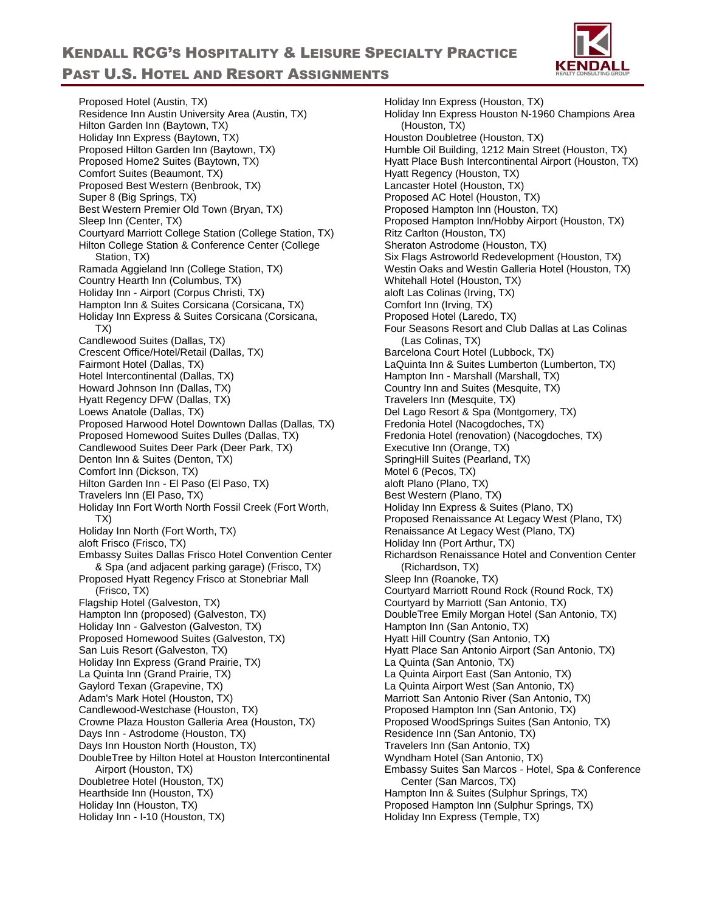# Kendall RCG's Hospitality & Leisure Specialty Practice

## Past U.S. Hotel and Resort Assignments

Proposed Hotel (Austin, TX)
Residence Inn Austin University Area (Austin, TX)
Hilton Garden Inn (Baytown, TX)
Holiday Inn Express (Baytown, TX)
Proposed Hilton Garden Inn (Baytown, TX)
Proposed Home2 Suites (Baytown, TX)
Comfort Suites (Beaumont, TX)
Proposed Best Western (Benbrook, TX)
Super 8 (Big Springs, TX)
Best Western Premier Old Town (Bryan, TX)
Sleep Inn (Center, TX)
Courtyard Marriott College Station (College Station, TX)
Hilton College Station & Conference Center (College Station, TX)
Ramada Aggieland Inn (College Station, TX)
Country Hearth Inn (Columbus, TX)
Holiday Inn - Airport (Corpus Christi, TX)
Hampton Inn & Suites Corsicana (Corsicana, TX)
Holiday Inn Express & Suites Corsicana (Corsicana, TX)
Candlewood Suites (Dallas, TX)
Crescent Office/Hotel/Retail (Dallas, TX)
Fairmont Hotel (Dallas, TX)
Hotel Intercontinental (Dallas, TX)
Howard Johnson Inn (Dallas, TX)
Hyatt Regency DFW (Dallas, TX)
Loews Anatole (Dallas, TX)
Proposed Harwood Hotel Downtown Dallas (Dallas, TX)
Proposed Homewood Suites Dulles (Dallas, TX)
Candlewood Suites Deer Park (Deer Park, TX)
Denton Inn & Suites (Denton, TX)
Comfort Inn (Dickson, TX)
Hilton Garden Inn - El Paso (El Paso, TX)
Travelers Inn (El Paso, TX)
Holiday Inn Fort Worth North Fossil Creek (Fort Worth, TX)
Holiday Inn North (Fort Worth, TX)
aloft Frisco (Frisco, TX)
Embassy Suites Dallas Frisco Hotel Convention Center & Spa (and adjacent parking garage) (Frisco, TX)
Proposed Hyatt Regency Frisco at Stonebriar Mall (Frisco, TX)
Flagship Hotel (Galveston, TX)
Hampton Inn (proposed) (Galveston, TX)
Holiday Inn - Galveston (Galveston, TX)
Proposed Homewood Suites (Galveston, TX)
San Luis Resort (Galveston, TX)
Holiday Inn Express (Grand Prairie, TX)
La Quinta Inn (Grand Prairie, TX)
Gaylord Texan (Grapevine, TX)
Adam's Mark Hotel (Houston, TX)
Candlewood-Westchase (Houston, TX)
Crowne Plaza Houston Galleria Area (Houston, TX)
Days Inn - Astrodome (Houston, TX)
Days Inn Houston North (Houston, TX)
DoubleTree by Hilton Hotel at Houston Intercontinental Airport (Houston, TX)
Doubletree Hotel (Houston, TX)
Hearthside Inn (Houston, TX)
Holiday Inn (Houston, TX)
Holiday Inn - I-10 (Houston, TX)
Holiday Inn Express (Houston, TX)
Holiday Inn Express Houston N-1960 Champions Area (Houston, TX)
Houston Doubletree (Houston, TX)
Humble Oil Building, 1212 Main Street (Houston, TX)
Hyatt Place Bush Intercontinental Airport (Houston, TX)
Hyatt Regency (Houston, TX)
Lancaster Hotel (Houston, TX)
Proposed AC Hotel (Houston, TX)
Proposed Hampton Inn (Houston, TX)
Proposed Hampton Inn/Hobby Airport (Houston, TX)
Ritz Carlton (Houston, TX)
Sheraton Astrodome (Houston, TX)
Six Flags Astroworld Redevelopment (Houston, TX)
Westin Oaks and Westin Galleria Hotel (Houston, TX)
Whitehall Hotel (Houston, TX)
aloft Las Colinas (Irving, TX)
Comfort Inn (Irving, TX)
Proposed Hotel (Laredo, TX)
Four Seasons Resort and Club Dallas at Las Colinas (Las Colinas, TX)
Barcelona Court Hotel (Lubbock, TX)
LaQuinta Inn & Suites Lumberton (Lumberton, TX)
Hampton Inn - Marshall (Marshall, TX)
Country Inn and Suites (Mesquite, TX)
Travelers Inn (Mesquite, TX)
Del Lago Resort & Spa (Montgomery, TX)
Fredonia Hotel (Nacogdoches, TX)
Fredonia Hotel (renovation) (Nacogdoches, TX)
Executive Inn (Orange, TX)
SpringHill Suites (Pearland, TX)
Motel 6 (Pecos, TX)
aloft Plano (Plano, TX)
Best Western (Plano, TX)
Holiday Inn Express & Suites (Plano, TX)
Proposed Renaissance At Legacy West (Plano, TX)
Renaissance At Legacy West (Plano, TX)
Holiday Inn (Port Arthur, TX)
Richardson Renaissance Hotel and Convention Center (Richardson, TX)
Sleep Inn (Roanoke, TX)
Courtyard Marriott Round Rock (Round Rock, TX)
Courtyard by Marriott (San Antonio, TX)
DoubleTree Emily Morgan Hotel (San Antonio, TX)
Hampton Inn (San Antonio, TX)
Hyatt Hill Country (San Antonio, TX)
Hyatt Place San Antonio Airport (San Antonio, TX)
La Quinta (San Antonio, TX)
La Quinta Airport East (San Antonio, TX)
La Quinta Airport West (San Antonio, TX)
Marriott San Antonio River (San Antonio, TX)
Proposed Hampton Inn (San Antonio, TX)
Proposed WoodSprings Suites (San Antonio, TX)
Residence Inn (San Antonio, TX)
Travelers Inn (San Antonio, TX)
Wyndham Hotel (San Antonio, TX)
Embassy Suites San Marcos - Hotel, Spa & Conference Center (San Marcos, TX)
Hampton Inn & Suites (Sulphur Springs, TX)
Proposed Hampton Inn (Sulphur Springs, TX)
Holiday Inn Express (Temple, TX)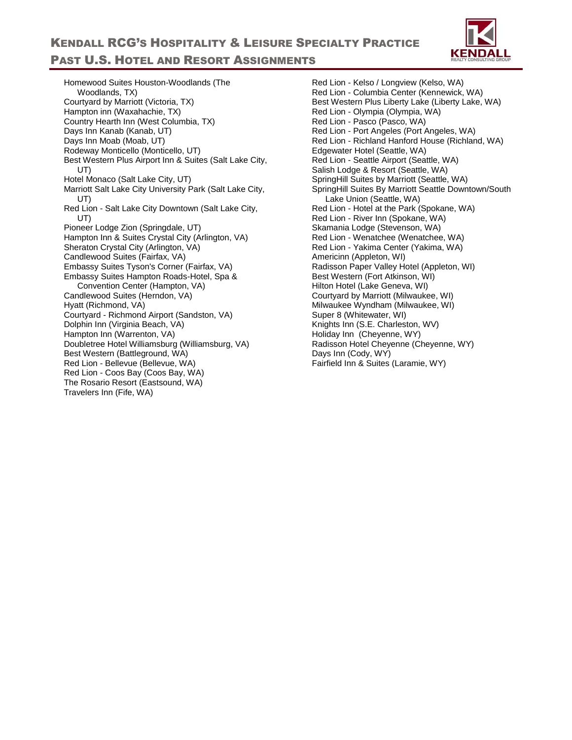Homewood Suites Houston-Woodlands (The Woodlands, TX)
Courtyard by Marriott (Victoria, TX)
Hampton inn (Waxahachie, TX)
Country Hearth Inn (West Columbia, TX)
Days Inn Kanab (Kanab, UT)
Days Inn Moab (Moab, UT)
Rodeway Monticello (Monticello, UT)
Best Western Plus Airport Inn & Suites (Salt Lake City, UT)
Hotel Monaco (Salt Lake City, UT)
Marriott Salt Lake City University Park (Salt Lake City, UT)
Red Lion - Salt Lake City Downtown (Salt Lake City, UT)
Pioneer Lodge Zion (Springdale, UT)
Hampton Inn & Suites Crystal City (Arlington, VA)
Sheraton Crystal City (Arlington, VA)
Candlewood Suites (Fairfax, VA)
Embassy Suites Tyson's Corner (Fairfax, VA)
Embassy Suites Hampton Roads-Hotel, Spa & Convention Center (Hampton, VA)
Candlewood Suites (Herndon, VA)
Hyatt (Richmond, VA)
Courtyard - Richmond Airport (Sandston, VA)
Dolphin Inn (Virginia Beach, VA)
Hampton Inn (Warrenton, VA)
Doubletree Hotel Williamsburg (Williamsburg, VA)
Best Western (Battleground, WA)
Red Lion - Bellevue (Bellevue, WA)
Red Lion - Coos Bay (Coos Bay, WA)
The Rosario Resort (Eastsound, WA)
Travelers Inn (Fife, WA)
Red Lion - Kelso / Longview (Kelso, WA)
Red Lion - Columbia Center (Kennewick, WA)
Best Western Plus Liberty Lake (Liberty Lake, WA)
Red Lion - Olympia (Olympia, WA)
Red Lion - Pasco (Pasco, WA)
Red Lion - Port Angeles (Port Angeles, WA)
Red Lion - Richland Hanford House (Richland, WA)
Edgewater Hotel (Seattle, WA)
Red Lion - Seattle Airport (Seattle, WA)
Salish Lodge & Resort (Seattle, WA)
SpringHill Suites by Marriott (Seattle, WA)
SpringHill Suites By Marriott Seattle Downtown/South Lake Union (Seattle, WA)
Red Lion - Hotel at the Park (Spokane, WA)
Red Lion - River Inn (Spokane, WA)
Skamania Lodge (Stevenson, WA)
Red Lion - Wenatchee (Wenatchee, WA)
Red Lion - Yakima Center (Yakima, WA)
Americinn (Appleton, WI)
Radisson Paper Valley Hotel (Appleton, WI)
Best Western (Fort Atkinson, WI)
Hilton Hotel (Lake Geneva, WI)
Courtyard by Marriott (Milwaukee, WI)
Milwaukee Wyndham (Milwaukee, WI)
Super 8 (Whitewater, WI)
Knights Inn (S.E. Charleston, WV)
Holiday Inn (Cheyenne, WY)
Radisson Hotel Cheyenne (Cheyenne, WY)
Days Inn (Cody, WY)
Fairfield Inn & Suites (Laramie, WY)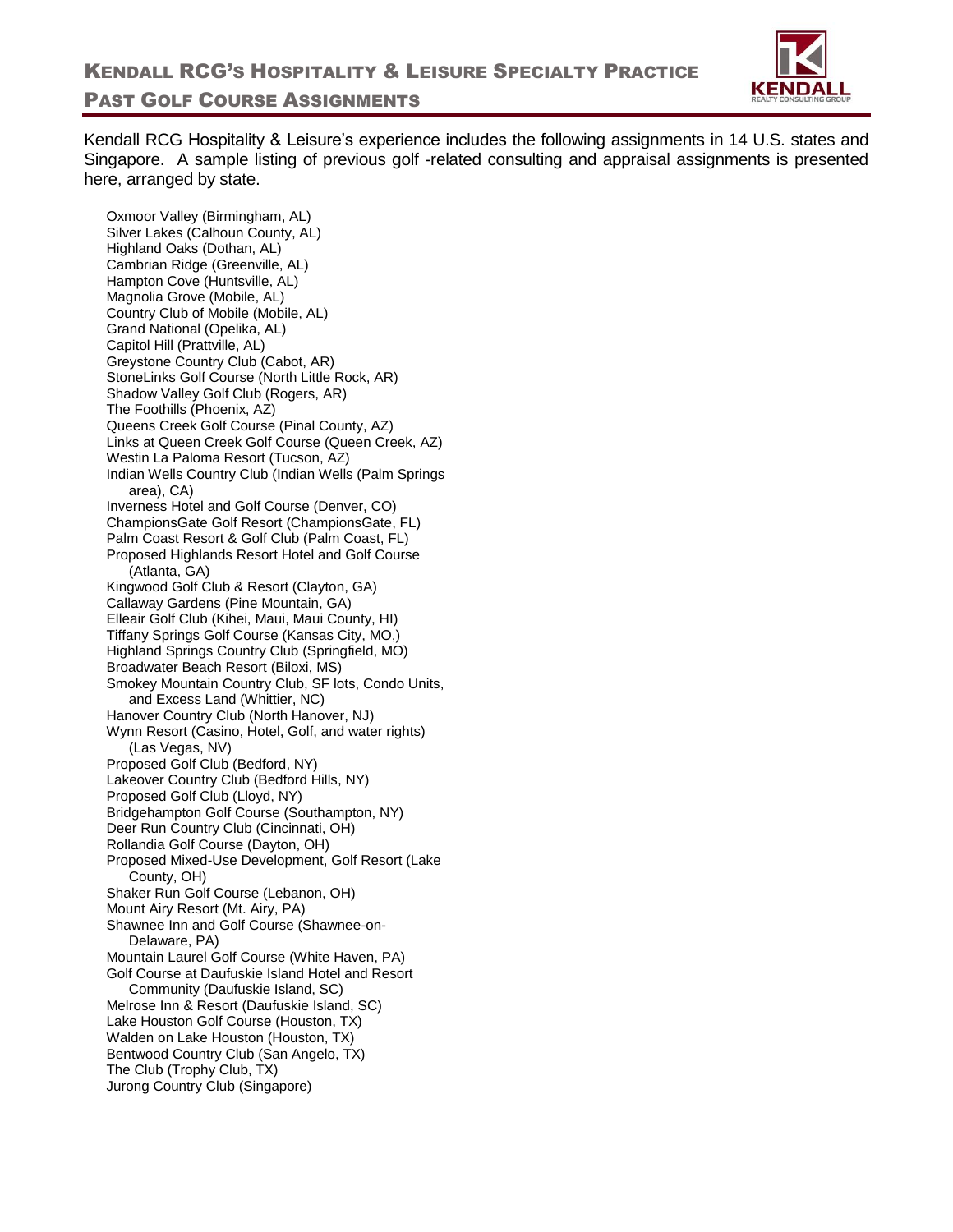# Kendall RCG's Hospitality & Leisure Specialty Practice

## Past Golf Course Assignments

Kendall RCG Hospitality & Leisure's experience includes the following assignments in 14 U.S. states and Singapore. A sample listing of previous golf -related consulting and appraisal assignments is presented here, arranged by state.

- Oxmoor Valley (Birmingham, AL)
- Silver Lakes (Calhoun County, AL)
- Highland Oaks (Dothan, AL)
- Cambrian Ridge (Greenville, AL)
- Hampton Cove (Huntsville, AL)
- Magnolia Grove (Mobile, AL)
- Country Club of Mobile (Mobile, AL)
- Grand National (Opelika, AL)
- Capitol Hill (Prattville, AL)
- Greystone Country Club (Cabot, AR)
- StoneLinks Golf Course (North Little Rock, AR)
- Shadow Valley Golf Club (Rogers, AR)
- The Foothills (Phoenix, AZ)
- Queens Creek Golf Course (Pinal County, AZ)
- Links at Queen Creek Golf Course (Queen Creek, AZ)
- Westin La Paloma Resort (Tucson, AZ)
- Indian Wells Country Club (Indian Wells (Palm Springs area), CA)
- Inverness Hotel and Golf Course (Denver, CO)
- ChampionsGate Golf Resort (ChampionsGate, FL)
- Palm Coast Resort & Golf Club (Palm Coast, FL)
- Proposed Highlands Resort Hotel and Golf Course (Atlanta, GA)
- Kingwood Golf Club & Resort (Clayton, GA)
- Callaway Gardens (Pine Mountain, GA)
- Elleair Golf Club (Kihei, Maui, Maui County, HI)
- Tiffany Springs Golf Course (Kansas City, MO,)
- Highland Springs Country Club (Springfield, MO)
- Broadwater Beach Resort (Biloxi, MS)
- Smokey Mountain Country Club, SF lots, Condo Units, and Excess Land (Whittier, NC)
- Hanover Country Club (North Hanover, NJ)
- Wynn Resort (Casino, Hotel, Golf, and water rights) (Las Vegas, NV)
- Proposed Golf Club (Bedford, NY)
- Lakeover Country Club (Bedford Hills, NY)
- Proposed Golf Club (Lloyd, NY)
- Bridgehampton Golf Course (Southampton, NY)
- Deer Run Country Club (Cincinnati, OH)
- Rollandia Golf Course (Dayton, OH)
- Proposed Mixed-Use Development, Golf Resort (Lake County, OH)
- Shaker Run Golf Course (Lebanon, OH)
- Mount Airy Resort (Mt. Airy, PA)
- Shawnee Inn and Golf Course (Shawnee-on-Delaware, PA)
- Mountain Laurel Golf Course (White Haven, PA)
- Golf Course at Daufuskie Island Hotel and Resort Community (Daufuskie Island, SC)
- Melrose Inn & Resort (Daufuskie Island, SC)
- Lake Houston Golf Course (Houston, TX)
- Walden on Lake Houston (Houston, TX)
- Bentwood Country Club (San Angelo, TX)
- The Club (Trophy Club, TX)
- Jurong Country Club (Singapore)